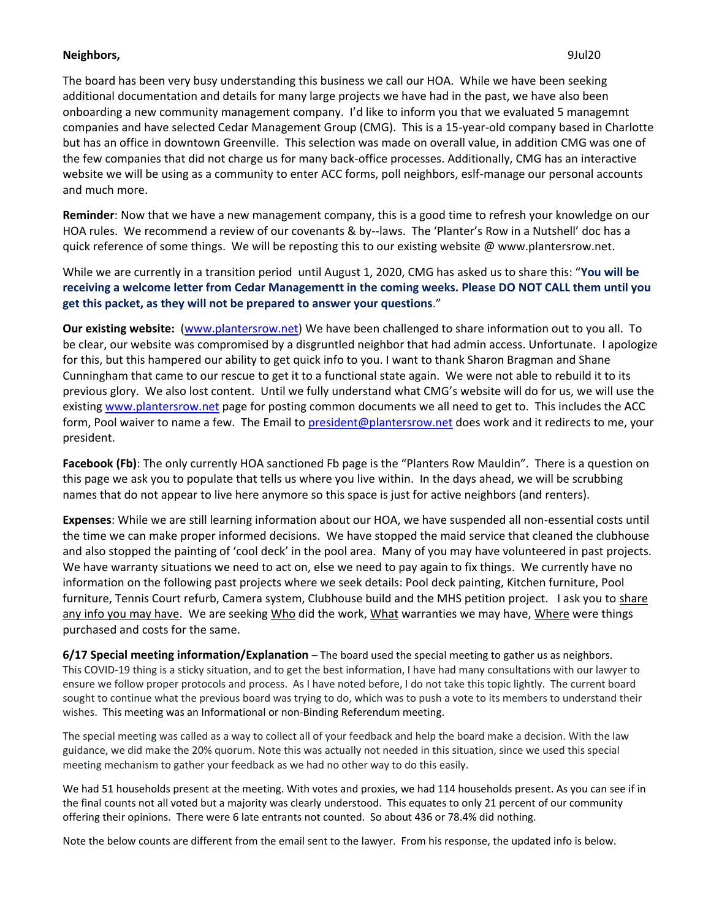**Neighbors,** 9Jul20

The board has been very busy understanding this business we call our HOA. While we have been seeking additional documentation and details for many large projects we have had in the past, we have also been onboarding a new community management company. I'd like to inform you that we evaluated 5 managemnt companies and have selected Cedar Management Group (CMG). This is a 15-year-old company based in Charlotte but has an office in downtown Greenville. This selection was made on overall value, in addition CMG was one of the few companies that did not charge us for many back-office processes. Additionally, CMG has an interactive website we will be using as a community to enter ACC forms, poll neighbors, eslf-manage our personal accounts and much more.

**Reminder**: Now that we have a new management company, this is a good time to refresh your knowledge on our HOA rules. We recommend a review of our covenants & by--laws. The 'Planter's Row in a Nutshell' doc has a quick reference of some things. We will be reposting this to our existing website @ www.plantersrow.net.

While we are currently in a transition period until August 1, 2020, CMG has asked us to share this: "**You will be receiving a welcome letter from Cedar Managementt in the coming weeks. Please DO NOT CALL them until you get this packet, as they will not be prepared to answer your questions**."

**Our existing website:** (www.plantersrow.net) We have been challenged to share information out to you all. To be clear, our website was compromised by a disgruntled neighbor that had admin access. Unfortunate. I apologize for this, but this hampered our ability to get quick info to you. I want to thank Sharon Bragman and Shane Cunningham that came to our rescue to get it to a functional state again. We were not able to rebuild it to its previous glory. We also lost content. Until we fully understand what CMG's website will do for us, we will use the existing www.plantersrow.net page for posting common documents we all need to get to. This includes the ACC form, Pool waiver to name a few. The Email to president@plantersrow.net does work and it redirects to me, your president.

**Facebook (Fb)**: The only currently HOA sanctioned Fb page is the "Planters Row Mauldin". There is a question on this page we ask you to populate that tells us where you live within. In the days ahead, we will be scrubbing names that do not appear to live here anymore so this space is just for active neighbors (and renters).

**Expenses**: While we are still learning information about our HOA, we have suspended all non-essential costs until the time we can make proper informed decisions. We have stopped the maid service that cleaned the clubhouse and also stopped the painting of 'cool deck' in the pool area. Many of you may have volunteered in past projects. We have warranty situations we need to act on, else we need to pay again to fix things. We currently have no information on the following past projects where we seek details: Pool deck painting, Kitchen furniture, Pool furniture, Tennis Court refurb, Camera system, Clubhouse build and the MHS petition project. I ask you to share any info you may have. We are seeking Who did the work, What warranties we may have, Where were things purchased and costs for the same.

**6/17 Special meeting information/Explanation** – The board used the special meeting to gather us as neighbors. This COVID-19 thing is a sticky situation, and to get the best information, I have had many consultations with our lawyer to ensure we follow proper protocols and process. As I have noted before, I do not take this topic lightly. The current board sought to continue what the previous board was trying to do, which was to push a vote to its members to understand their wishes. This meeting was an Informational or non-Binding Referendum meeting.

The special meeting was called as a way to collect all of your feedback and help the board make a decision. With the law guidance, we did make the 20% quorum. Note this was actually not needed in this situation, since we used this special meeting mechanism to gather your feedback as we had no other way to do this easily.

We had 51 households present at the meeting. With votes and proxies, we had 114 households present. As you can see if in the final counts not all voted but a majority was clearly understood. This equates to only 21 percent of our community offering their opinions. There were 6 late entrants not counted. So about 436 or 78.4% did nothing.

Note the below counts are different from the email sent to the lawyer. From his response, the updated info is below.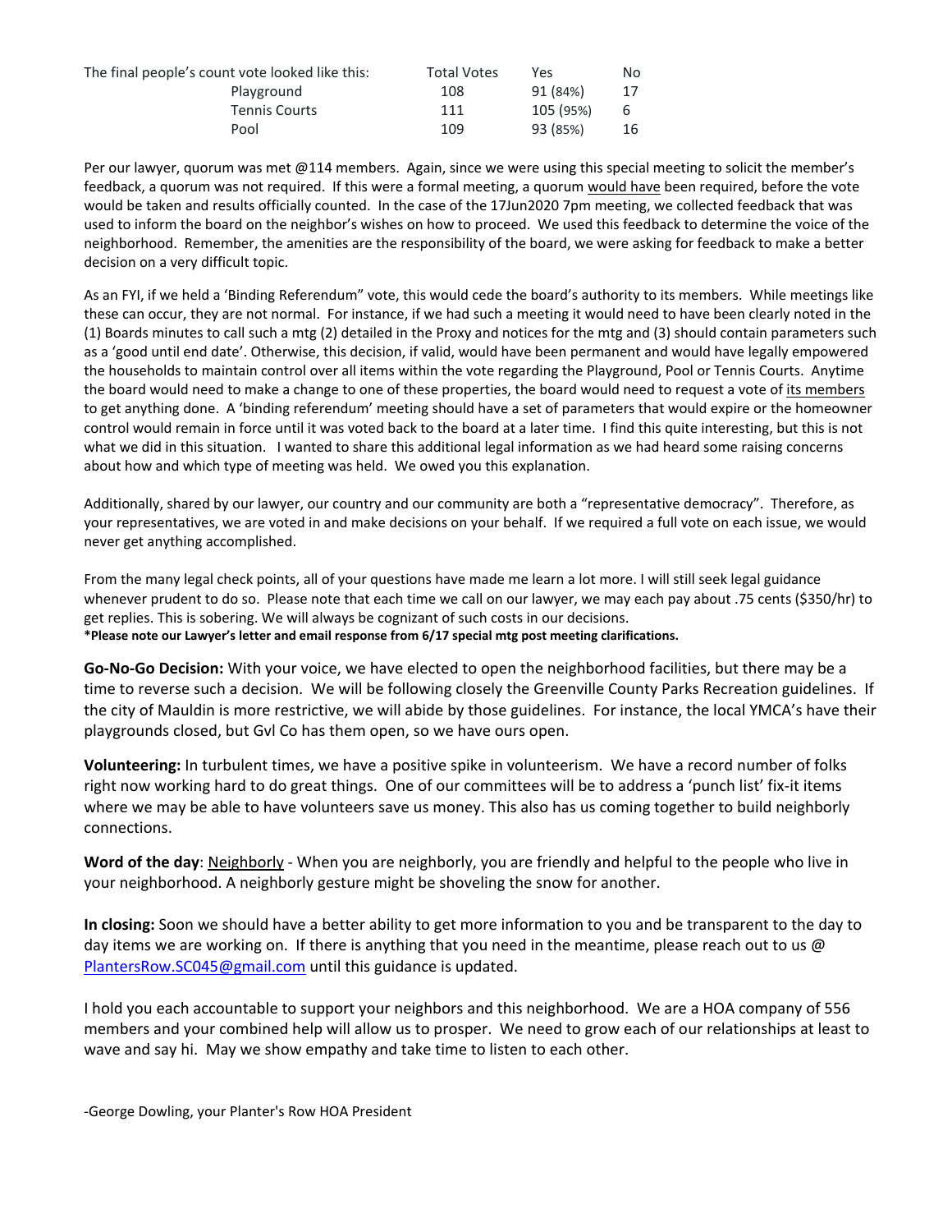The final people's count vote looked like this:

| | Total Votes | Yes | No |
|---|---|---|---|
| Playground | 108 | 91 (84%) | 17 |
| Tennis Courts | 111 | 105 (95%) | 6 |
| Pool | 109 | 93 (85%) | 16 |

Per our lawyer, quorum was met @114 members. Again, since we were using this special meeting to solicit the member's feedback, a quorum was not required. If this were a formal meeting, a quorum would have been required, before the vote would be taken and results officially counted. In the case of the 17Jun2020 7pm meeting, we collected feedback that was used to inform the board on the neighbor's wishes on how to proceed. We used this feedback to determine the voice of the neighborhood. Remember, the amenities are the responsibility of the board, we were asking for feedback to make a better decision on a very difficult topic.

As an FYI, if we held a 'Binding Referendum" vote, this would cede the board's authority to its members. While meetings like these can occur, they are not normal. For instance, if we had such a meeting it would need to have been clearly noted in the (1) Boards minutes to call such a mtg (2) detailed in the Proxy and notices for the mtg and (3) should contain parameters such as a 'good until end date'. Otherwise, this decision, if valid, would have been permanent and would have legally empowered the households to maintain control over all items within the vote regarding the Playground, Pool or Tennis Courts. Anytime the board would need to make a change to one of these properties, the board would need to request a vote of its members to get anything done. A 'binding referendum' meeting should have a set of parameters that would expire or the homeowner control would remain in force until it was voted back to the board at a later time. I find this quite interesting, but this is not what we did in this situation. I wanted to share this additional legal information as we had heard some raising concerns about how and which type of meeting was held. We owed you this explanation.

Additionally, shared by our lawyer, our country and our community are both a "representative democracy". Therefore, as your representatives, we are voted in and make decisions on your behalf. If we required a full vote on each issue, we would never get anything accomplished.

From the many legal check points, all of your questions have made me learn a lot more. I will still seek legal guidance whenever prudent to do so. Please note that each time we call on our lawyer, we may each pay about .75 cents ($350/hr) to get replies. This is sobering. We will always be cognizant of such costs in our decisions.
**\*Please note our Lawyer's letter and email response from 6/17 special mtg post meeting clarifications.**

**Go-No-Go Decision:** With your voice, we have elected to open the neighborhood facilities, but there may be a time to reverse such a decision. We will be following closely the Greenville County Parks Recreation guidelines. If the city of Mauldin is more restrictive, we will abide by those guidelines. For instance, the local YMCA's have their playgrounds closed, but Gvl Co has them open, so we have ours open.

**Volunteering:** In turbulent times, we have a positive spike in volunteerism. We have a record number of folks right now working hard to do great things. One of our committees will be to address a 'punch list' fix-it items where we may be able to have volunteers save us money. This also has us coming together to build neighborly connections.

**Word of the day**: Neighborly - When you are neighborly, you are friendly and helpful to the people who live in your neighborhood. A neighborly gesture might be shoveling the snow for another.

**In closing:** Soon we should have a better ability to get more information to you and be transparent to the day to day items we are working on. If there is anything that you need in the meantime, please reach out to us @ PlantersRow.SC045@gmail.com until this guidance is updated.

I hold you each accountable to support your neighbors and this neighborhood. We are a HOA company of 556 members and your combined help will allow us to prosper. We need to grow each of our relationships at least to wave and say hi. May we show empathy and take time to listen to each other.

-George Dowling, your Planter's Row HOA President